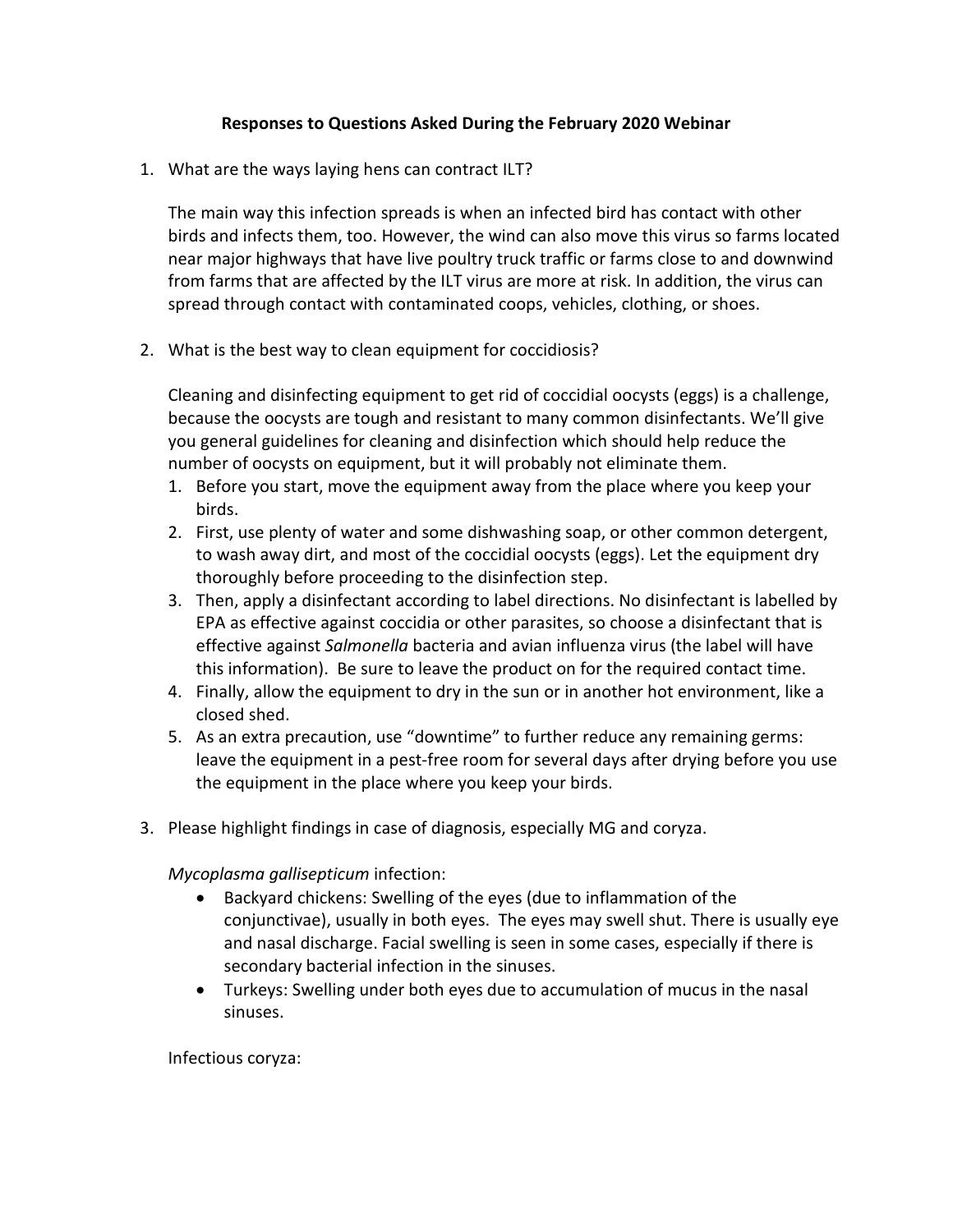# Responses to Questions Asked During the February 2020 Webinar

1. What are the ways laying hens can contract ILT?

   The main way this infection spreads is when an infected bird has contact with other birds and infects them, too. However, the wind can also move this virus so farms located near major highways that have live poultry truck traffic or farms close to and downwind from farms that are affected by the ILT virus are more at risk. In addition, the virus can spread through contact with contaminated coops, vehicles, clothing, or shoes.

2. What is the best way to clean equipment for coccidiosis?

   Cleaning and disinfecting equipment to get rid of coccidial oocysts (eggs) is a challenge, because the oocysts are tough and resistant to many common disinfectants. We'll give you general guidelines for cleaning and disinfection which should help reduce the number of oocysts on equipment, but it will probably not eliminate them.

   1. Before you start, move the equipment away from the place where you keep your birds.
   2. First, use plenty of water and some dishwashing soap, or other common detergent, to wash away dirt, and most of the coccidial oocysts (eggs). Let the equipment dry thoroughly before proceeding to the disinfection step.
   3. Then, apply a disinfectant according to label directions. No disinfectant is labelled by EPA as effective against coccidia or other parasites, so choose a disinfectant that is effective against *Salmonella* bacteria and avian influenza virus (the label will have this information). Be sure to leave the product on for the required contact time.
   4. Finally, allow the equipment to dry in the sun or in another hot environment, like a closed shed.
   5. As an extra precaution, use "downtime" to further reduce any remaining germs: leave the equipment in a pest-free room for several days after drying before you use the equipment in the place where you keep your birds.

3. Please highlight findings in case of diagnosis, especially MG and coryza.

   *Mycoplasma gallisepticum* infection:

   - Backyard chickens: Swelling of the eyes (due to inflammation of the conjunctivae), usually in both eyes. The eyes may swell shut. There is usually eye and nasal discharge. Facial swelling is seen in some cases, especially if there is secondary bacterial infection in the sinuses.
   - Turkeys: Swelling under both eyes due to accumulation of mucus in the nasal sinuses.

   Infectious coryza: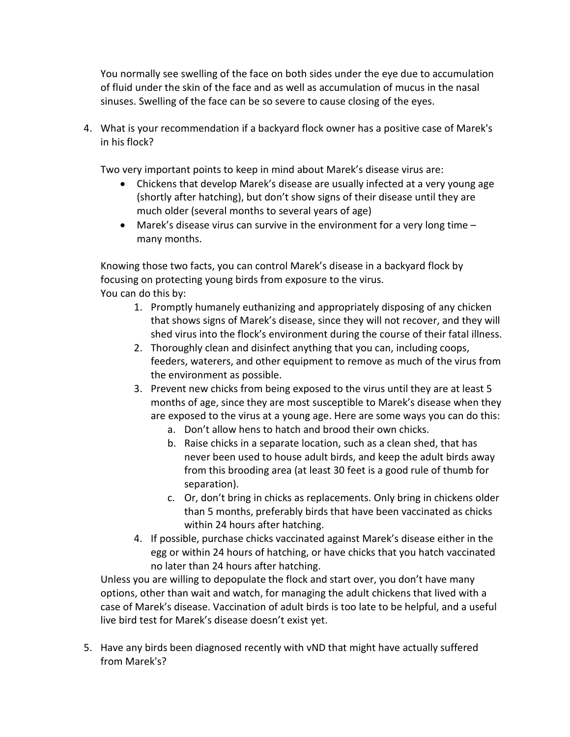You normally see swelling of the face on both sides under the eye due to accumulation of fluid under the skin of the face and as well as accumulation of mucus in the nasal sinuses. Swelling of the face can be so severe to cause closing of the eyes.

4. What is your recommendation if a backyard flock owner has a positive case of Marek's in his flock?

   Two very important points to keep in mind about Marek's disease virus are:

   - Chickens that develop Marek's disease are usually infected at a very young age (shortly after hatching), but don't show signs of their disease until they are much older (several months to several years of age)
   - Marek's disease virus can survive in the environment for a very long time – many months.

   Knowing those two facts, you can control Marek's disease in a backyard flock by focusing on protecting young birds from exposure to the virus.
   You can do this by:

   1. Promptly humanely euthanizing and appropriately disposing of any chicken that shows signs of Marek's disease, since they will not recover, and they will shed virus into the flock's environment during the course of their fatal illness.
   2. Thoroughly clean and disinfect anything that you can, including coops, feeders, waterers, and other equipment to remove as much of the virus from the environment as possible.
   3. Prevent new chicks from being exposed to the virus until they are at least 5 months of age, since they are most susceptible to Marek's disease when they are exposed to the virus at a young age. Here are some ways you can do this:
      a. Don't allow hens to hatch and brood their own chicks.
      b. Raise chicks in a separate location, such as a clean shed, that has never been used to house adult birds, and keep the adult birds away from this brooding area (at least 30 feet is a good rule of thumb for separation).
      c. Or, don't bring in chicks as replacements. Only bring in chickens older than 5 months, preferably birds that have been vaccinated as chicks within 24 hours after hatching.
   4. If possible, purchase chicks vaccinated against Marek's disease either in the egg or within 24 hours of hatching, or have chicks that you hatch vaccinated no later than 24 hours after hatching.

   Unless you are willing to depopulate the flock and start over, you don't have many options, other than wait and watch, for managing the adult chickens that lived with a case of Marek's disease. Vaccination of adult birds is too late to be helpful, and a useful live bird test for Marek's disease doesn't exist yet.

5. Have any birds been diagnosed recently with vND that might have actually suffered from Marek's?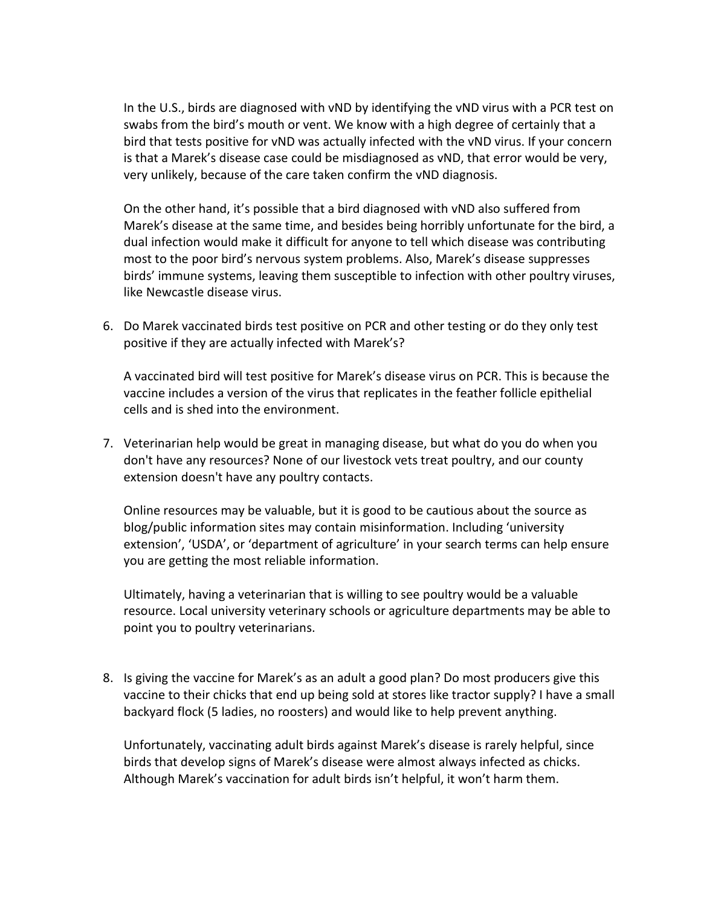In the U.S., birds are diagnosed with vND by identifying the vND virus with a PCR test on swabs from the bird's mouth or vent. We know with a high degree of certainly that a bird that tests positive for vND was actually infected with the vND virus. If your concern is that a Marek's disease case could be misdiagnosed as vND, that error would be very, very unlikely, because of the care taken confirm the vND diagnosis.

On the other hand, it's possible that a bird diagnosed with vND also suffered from Marek's disease at the same time, and besides being horribly unfortunate for the bird, a dual infection would make it difficult for anyone to tell which disease was contributing most to the poor bird's nervous system problems. Also, Marek's disease suppresses birds' immune systems, leaving them susceptible to infection with other poultry viruses, like Newcastle disease virus.

6. Do Marek vaccinated birds test positive on PCR and other testing or do they only test positive if they are actually infected with Marek's?

   A vaccinated bird will test positive for Marek's disease virus on PCR. This is because the vaccine includes a version of the virus that replicates in the feather follicle epithelial cells and is shed into the environment.

7. Veterinarian help would be great in managing disease, but what do you do when you don't have any resources? None of our livestock vets treat poultry, and our county extension doesn't have any poultry contacts.

   Online resources may be valuable, but it is good to be cautious about the source as blog/public information sites may contain misinformation. Including 'university extension', 'USDA', or 'department of agriculture' in your search terms can help ensure you are getting the most reliable information.

   Ultimately, having a veterinarian that is willing to see poultry would be a valuable resource. Local university veterinary schools or agriculture departments may be able to point you to poultry veterinarians.

8. Is giving the vaccine for Marek's as an adult a good plan? Do most producers give this vaccine to their chicks that end up being sold at stores like tractor supply? I have a small backyard flock (5 ladies, no roosters) and would like to help prevent anything.

   Unfortunately, vaccinating adult birds against Marek's disease is rarely helpful, since birds that develop signs of Marek's disease were almost always infected as chicks. Although Marek's vaccination for adult birds isn't helpful, it won't harm them.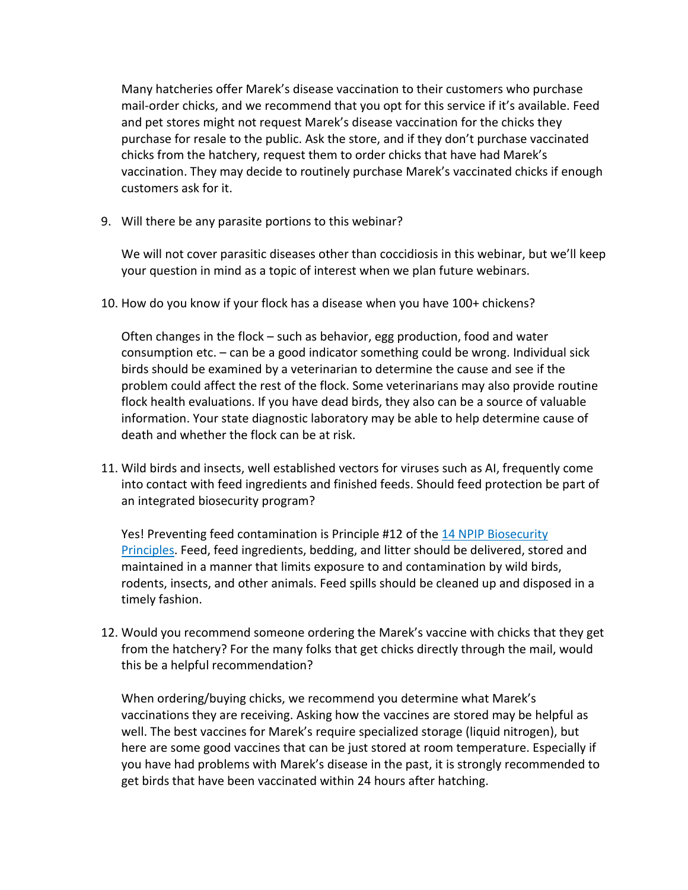Many hatcheries offer Marek's disease vaccination to their customers who purchase mail-order chicks, and we recommend that you opt for this service if it's available. Feed and pet stores might not request Marek's disease vaccination for the chicks they purchase for resale to the public. Ask the store, and if they don't purchase vaccinated chicks from the hatchery, request them to order chicks that have had Marek's vaccination. They may decide to routinely purchase Marek's vaccinated chicks if enough customers ask for it.

9. Will there be any parasite portions to this webinar?

   We will not cover parasitic diseases other than coccidiosis in this webinar, but we'll keep your question in mind as a topic of interest when we plan future webinars.

10. How do you know if your flock has a disease when you have 100+ chickens?

    Often changes in the flock – such as behavior, egg production, food and water consumption etc. – can be a good indicator something could be wrong. Individual sick birds should be examined by a veterinarian to determine the cause and see if the problem could affect the rest of the flock. Some veterinarians may also provide routine flock health evaluations. If you have dead birds, they also can be a source of valuable information. Your state diagnostic laboratory may be able to help determine cause of death and whether the flock can be at risk.

11. Wild birds and insects, well established vectors for viruses such as AI, frequently come into contact with feed ingredients and finished feeds. Should feed protection be part of an integrated biosecurity program?

    Yes! Preventing feed contamination is Principle #12 of the [14 NPIP Biosecurity Principles](). Feed, feed ingredients, bedding, and litter should be delivered, stored and maintained in a manner that limits exposure to and contamination by wild birds, rodents, insects, and other animals. Feed spills should be cleaned up and disposed in a timely fashion.

12. Would you recommend someone ordering the Marek's vaccine with chicks that they get from the hatchery? For the many folks that get chicks directly through the mail, would this be a helpful recommendation?

    When ordering/buying chicks, we recommend you determine what Marek's vaccinations they are receiving. Asking how the vaccines are stored may be helpful as well. The best vaccines for Marek's require specialized storage (liquid nitrogen), but here are some good vaccines that can be just stored at room temperature. Especially if you have had problems with Marek's disease in the past, it is strongly recommended to get birds that have been vaccinated within 24 hours after hatching.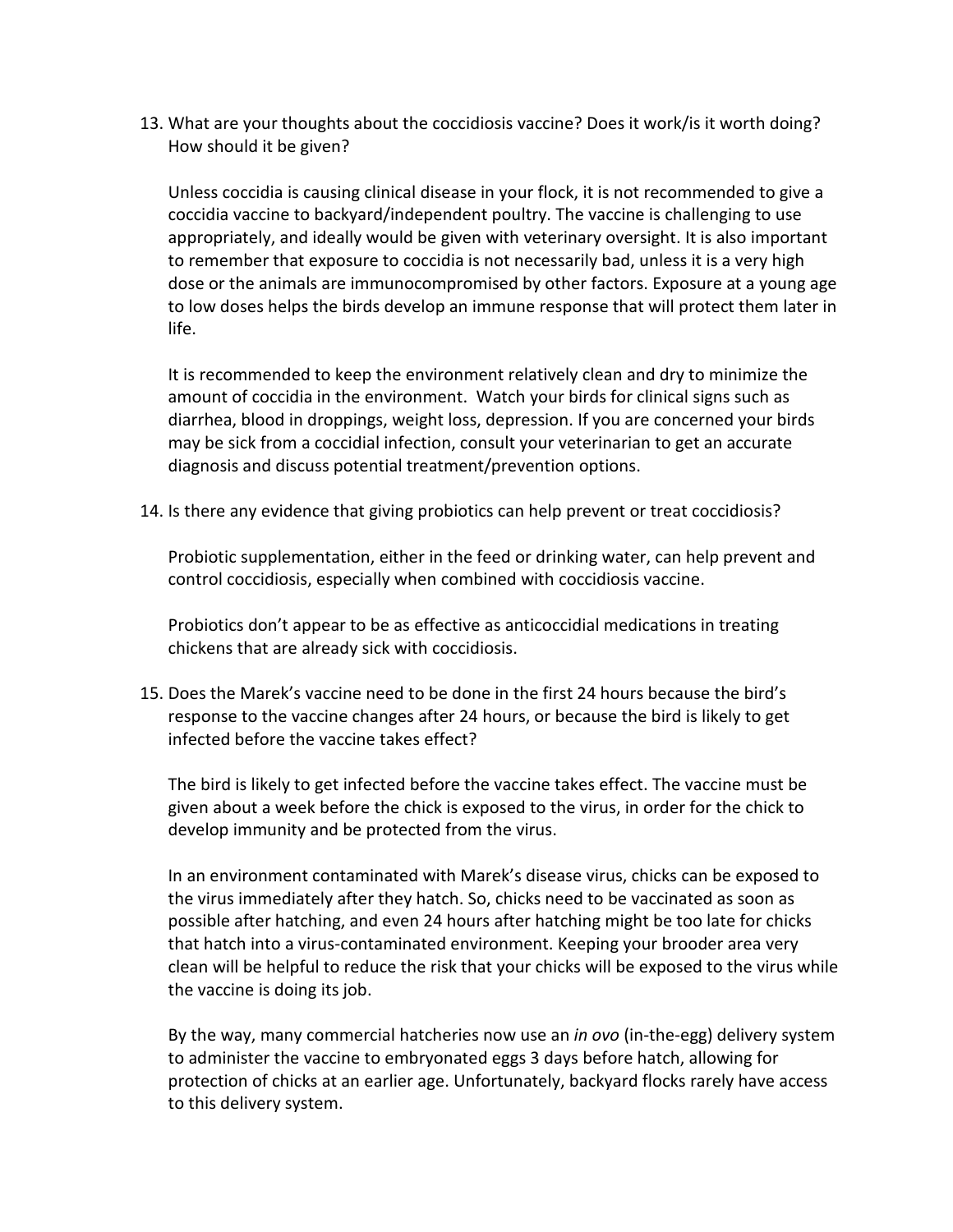13. What are your thoughts about the coccidiosis vaccine? Does it work/is it worth doing? How should it be given?

    Unless coccidia is causing clinical disease in your flock, it is not recommended to give a coccidia vaccine to backyard/independent poultry. The vaccine is challenging to use appropriately, and ideally would be given with veterinary oversight. It is also important to remember that exposure to coccidia is not necessarily bad, unless it is a very high dose or the animals are immunocompromised by other factors. Exposure at a young age to low doses helps the birds develop an immune response that will protect them later in life.

    It is recommended to keep the environment relatively clean and dry to minimize the amount of coccidia in the environment. Watch your birds for clinical signs such as diarrhea, blood in droppings, weight loss, depression. If you are concerned your birds may be sick from a coccidial infection, consult your veterinarian to get an accurate diagnosis and discuss potential treatment/prevention options.

14. Is there any evidence that giving probiotics can help prevent or treat coccidiosis?

    Probiotic supplementation, either in the feed or drinking water, can help prevent and control coccidiosis, especially when combined with coccidiosis vaccine.

    Probiotics don't appear to be as effective as anticoccidial medications in treating chickens that are already sick with coccidiosis.

15. Does the Marek's vaccine need to be done in the first 24 hours because the bird's response to the vaccine changes after 24 hours, or because the bird is likely to get infected before the vaccine takes effect?

    The bird is likely to get infected before the vaccine takes effect. The vaccine must be given about a week before the chick is exposed to the virus, in order for the chick to develop immunity and be protected from the virus.

    In an environment contaminated with Marek's disease virus, chicks can be exposed to the virus immediately after they hatch. So, chicks need to be vaccinated as soon as possible after hatching, and even 24 hours after hatching might be too late for chicks that hatch into a virus-contaminated environment. Keeping your brooder area very clean will be helpful to reduce the risk that your chicks will be exposed to the virus while the vaccine is doing its job.

    By the way, many commercial hatcheries now use an *in ovo* (in-the-egg) delivery system to administer the vaccine to embryonated eggs 3 days before hatch, allowing for protection of chicks at an earlier age. Unfortunately, backyard flocks rarely have access to this delivery system.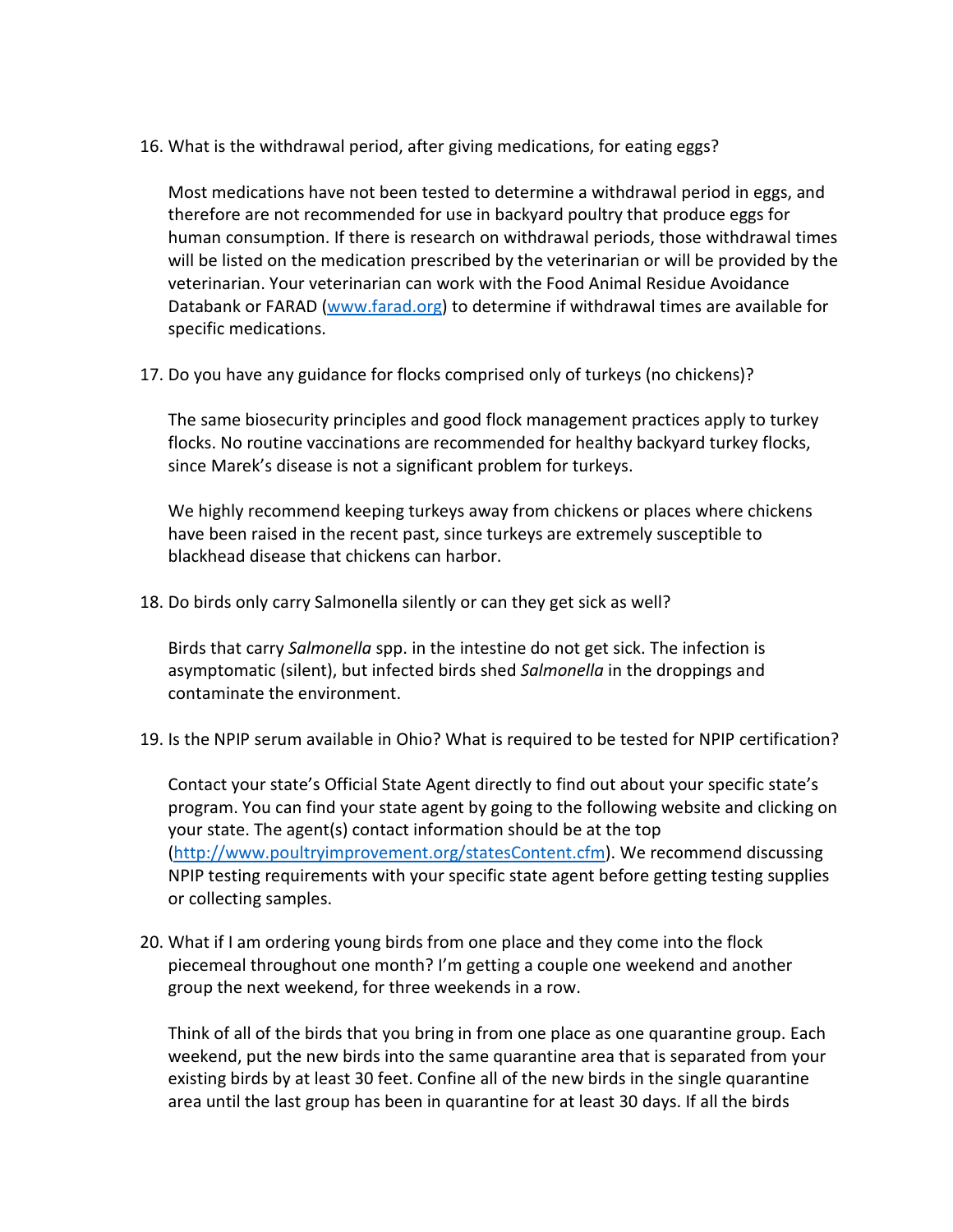16. What is the withdrawal period, after giving medications, for eating eggs?

    Most medications have not been tested to determine a withdrawal period in eggs, and therefore are not recommended for use in backyard poultry that produce eggs for human consumption. If there is research on withdrawal periods, those withdrawal times will be listed on the medication prescribed by the veterinarian or will be provided by the veterinarian. Your veterinarian can work with the Food Animal Residue Avoidance Databank or FARAD ([www.farad.org](www.farad.org)) to determine if withdrawal times are available for specific medications.

17. Do you have any guidance for flocks comprised only of turkeys (no chickens)?

    The same biosecurity principles and good flock management practices apply to turkey flocks. No routine vaccinations are recommended for healthy backyard turkey flocks, since Marek's disease is not a significant problem for turkeys.

    We highly recommend keeping turkeys away from chickens or places where chickens have been raised in the recent past, since turkeys are extremely susceptible to blackhead disease that chickens can harbor.

18. Do birds only carry Salmonella silently or can they get sick as well?

    Birds that carry *Salmonella* spp. in the intestine do not get sick. The infection is asymptomatic (silent), but infected birds shed *Salmonella* in the droppings and contaminate the environment.

19. Is the NPIP serum available in Ohio? What is required to be tested for NPIP certification?

    Contact your state's Official State Agent directly to find out about your specific state's program. You can find your state agent by going to the following website and clicking on your state. The agent(s) contact information should be at the top ([http://www.poultryimprovement.org/statesContent.cfm](http://www.poultryimprovement.org/statesContent.cfm)). We recommend discussing NPIP testing requirements with your specific state agent before getting testing supplies or collecting samples.

20. What if I am ordering young birds from one place and they come into the flock piecemeal throughout one month? I'm getting a couple one weekend and another group the next weekend, for three weekends in a row.

    Think of all of the birds that you bring in from one place as one quarantine group. Each weekend, put the new birds into the same quarantine area that is separated from your existing birds by at least 30 feet. Confine all of the new birds in the single quarantine area until the last group has been in quarantine for at least 30 days. If all the birds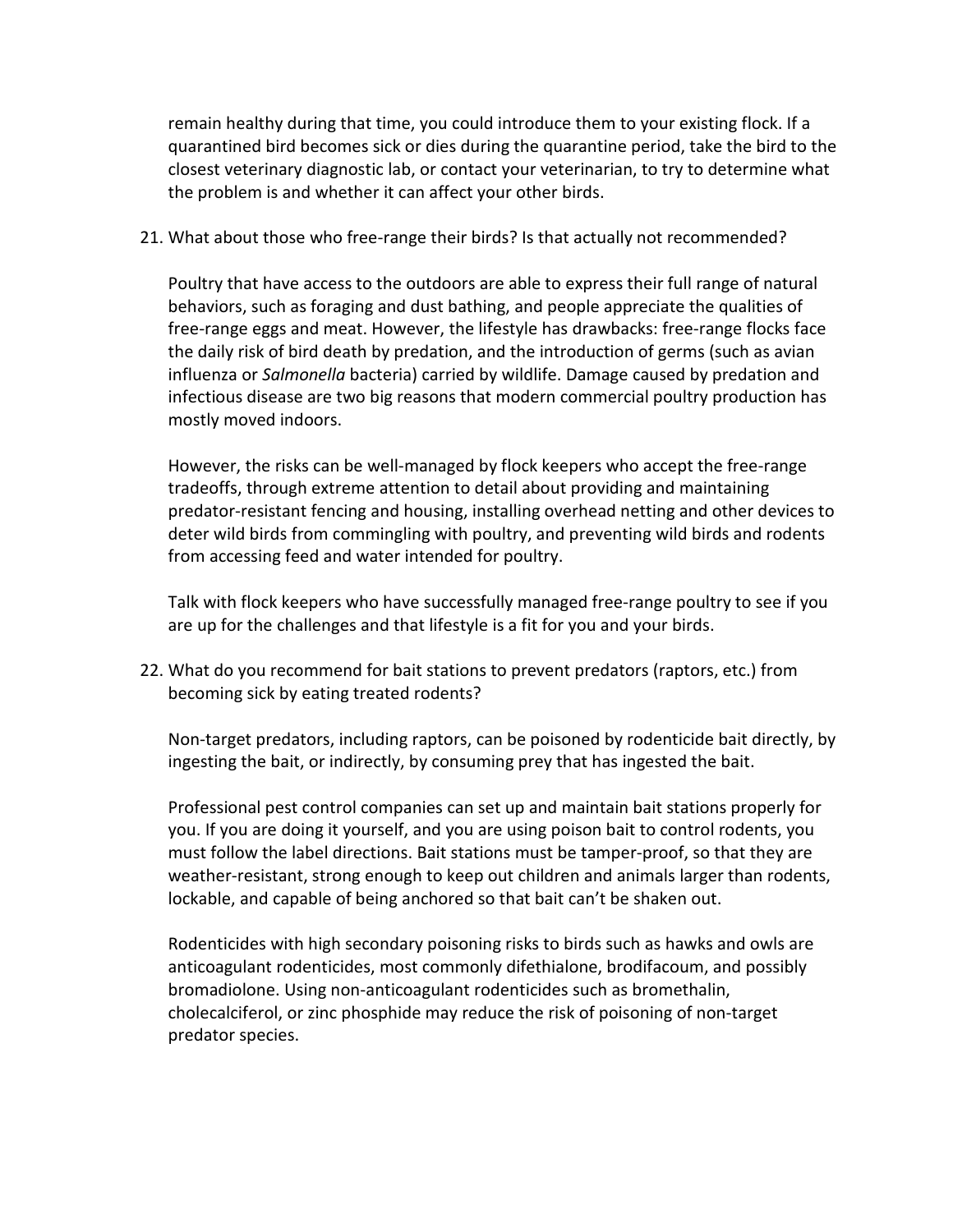remain healthy during that time, you could introduce them to your existing flock. If a quarantined bird becomes sick or dies during the quarantine period, take the bird to the closest veterinary diagnostic lab, or contact your veterinarian, to try to determine what the problem is and whether it can affect your other birds.

21. What about those who free-range their birds? Is that actually not recommended?

    Poultry that have access to the outdoors are able to express their full range of natural behaviors, such as foraging and dust bathing, and people appreciate the qualities of free-range eggs and meat. However, the lifestyle has drawbacks: free-range flocks face the daily risk of bird death by predation, and the introduction of germs (such as avian influenza or *Salmonella* bacteria) carried by wildlife. Damage caused by predation and infectious disease are two big reasons that modern commercial poultry production has mostly moved indoors.

    However, the risks can be well-managed by flock keepers who accept the free-range tradeoffs, through extreme attention to detail about providing and maintaining predator-resistant fencing and housing, installing overhead netting and other devices to deter wild birds from commingling with poultry, and preventing wild birds and rodents from accessing feed and water intended for poultry.

    Talk with flock keepers who have successfully managed free-range poultry to see if you are up for the challenges and that lifestyle is a fit for you and your birds.

22. What do you recommend for bait stations to prevent predators (raptors, etc.) from becoming sick by eating treated rodents?

    Non-target predators, including raptors, can be poisoned by rodenticide bait directly, by ingesting the bait, or indirectly, by consuming prey that has ingested the bait.

    Professional pest control companies can set up and maintain bait stations properly for you. If you are doing it yourself, and you are using poison bait to control rodents, you must follow the label directions. Bait stations must be tamper-proof, so that they are weather-resistant, strong enough to keep out children and animals larger than rodents, lockable, and capable of being anchored so that bait can't be shaken out.

    Rodenticides with high secondary poisoning risks to birds such as hawks and owls are anticoagulant rodenticides, most commonly difethialone, brodifacoum, and possibly bromadiolone. Using non-anticoagulant rodenticides such as bromethalin, cholecalciferol, or zinc phosphide may reduce the risk of poisoning of non-target predator species.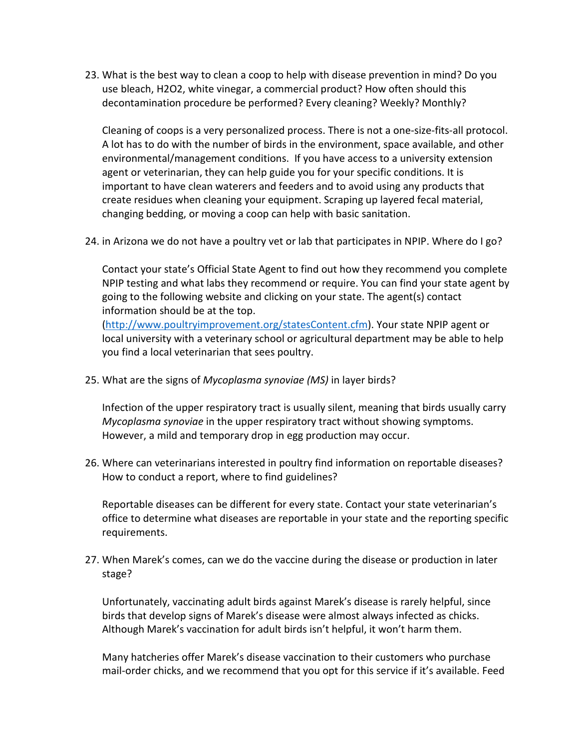23. What is the best way to clean a coop to help with disease prevention in mind? Do you use bleach, H2O2, white vinegar, a commercial product? How often should this decontamination procedure be performed? Every cleaning? Weekly? Monthly?

    Cleaning of coops is a very personalized process. There is not a one-size-fits-all protocol. A lot has to do with the number of birds in the environment, space available, and other environmental/management conditions. If you have access to a university extension agent or veterinarian, they can help guide you for your specific conditions. It is important to have clean waterers and feeders and to avoid using any products that create residues when cleaning your equipment. Scraping up layered fecal material, changing bedding, or moving a coop can help with basic sanitation.

24. in Arizona we do not have a poultry vet or lab that participates in NPIP. Where do I go?

    Contact your state's Official State Agent to find out how they recommend you complete NPIP testing and what labs they recommend or require. You can find your state agent by going to the following website and clicking on your state. The agent(s) contact information should be at the top. ([http://www.poultryimprovement.org/statesContent.cfm](http://www.poultryimprovement.org/statesContent.cfm)). Your state NPIP agent or local university with a veterinary school or agricultural department may be able to help you find a local veterinarian that sees poultry.

25. What are the signs of *Mycoplasma synoviae (MS)* in layer birds?

    Infection of the upper respiratory tract is usually silent, meaning that birds usually carry *Mycoplasma synoviae* in the upper respiratory tract without showing symptoms. However, a mild and temporary drop in egg production may occur.

26. Where can veterinarians interested in poultry find information on reportable diseases? How to conduct a report, where to find guidelines?

    Reportable diseases can be different for every state. Contact your state veterinarian's office to determine what diseases are reportable in your state and the reporting specific requirements.

27. When Marek's comes, can we do the vaccine during the disease or production in later stage?

    Unfortunately, vaccinating adult birds against Marek's disease is rarely helpful, since birds that develop signs of Marek's disease were almost always infected as chicks. Although Marek's vaccination for adult birds isn't helpful, it won't harm them.

    Many hatcheries offer Marek's disease vaccination to their customers who purchase mail-order chicks, and we recommend that you opt for this service if it's available. Feed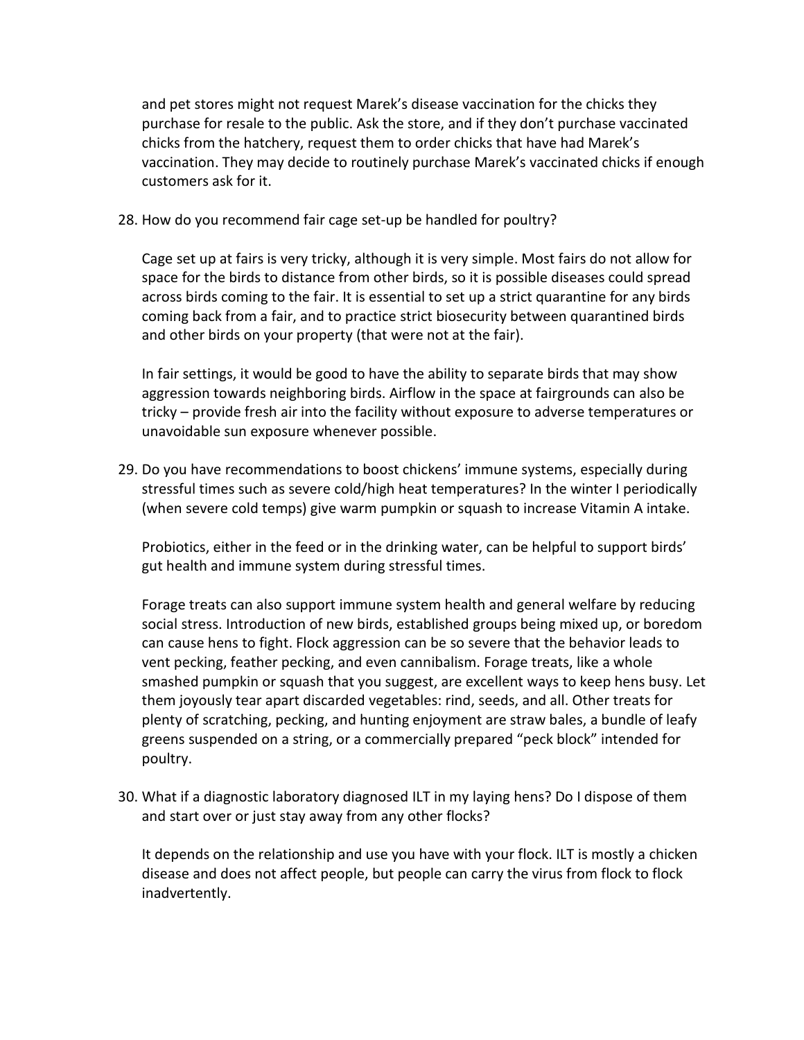and pet stores might not request Marek's disease vaccination for the chicks they purchase for resale to the public. Ask the store, and if they don't purchase vaccinated chicks from the hatchery, request them to order chicks that have had Marek's vaccination. They may decide to routinely purchase Marek's vaccinated chicks if enough customers ask for it.

28. How do you recommend fair cage set-up be handled for poultry?

    Cage set up at fairs is very tricky, although it is very simple. Most fairs do not allow for space for the birds to distance from other birds, so it is possible diseases could spread across birds coming to the fair. It is essential to set up a strict quarantine for any birds coming back from a fair, and to practice strict biosecurity between quarantined birds and other birds on your property (that were not at the fair).

    In fair settings, it would be good to have the ability to separate birds that may show aggression towards neighboring birds. Airflow in the space at fairgrounds can also be tricky – provide fresh air into the facility without exposure to adverse temperatures or unavoidable sun exposure whenever possible.

29. Do you have recommendations to boost chickens' immune systems, especially during stressful times such as severe cold/high heat temperatures? In the winter I periodically (when severe cold temps) give warm pumpkin or squash to increase Vitamin A intake.

    Probiotics, either in the feed or in the drinking water, can be helpful to support birds' gut health and immune system during stressful times.

    Forage treats can also support immune system health and general welfare by reducing social stress. Introduction of new birds, established groups being mixed up, or boredom can cause hens to fight. Flock aggression can be so severe that the behavior leads to vent pecking, feather pecking, and even cannibalism. Forage treats, like a whole smashed pumpkin or squash that you suggest, are excellent ways to keep hens busy. Let them joyously tear apart discarded vegetables: rind, seeds, and all. Other treats for plenty of scratching, pecking, and hunting enjoyment are straw bales, a bundle of leafy greens suspended on a string, or a commercially prepared "peck block" intended for poultry.

30. What if a diagnostic laboratory diagnosed ILT in my laying hens? Do I dispose of them and start over or just stay away from any other flocks?

    It depends on the relationship and use you have with your flock. ILT is mostly a chicken disease and does not affect people, but people can carry the virus from flock to flock inadvertently.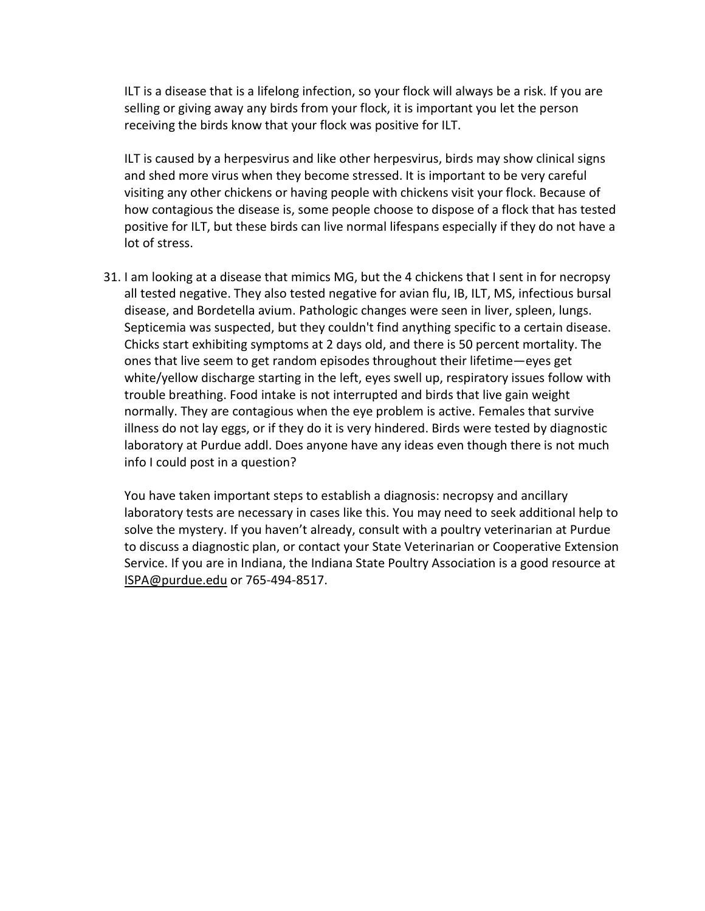ILT is a disease that is a lifelong infection, so your flock will always be a risk. If you are selling or giving away any birds from your flock, it is important you let the person receiving the birds know that your flock was positive for ILT.

ILT is caused by a herpesvirus and like other herpesvirus, birds may show clinical signs and shed more virus when they become stressed. It is important to be very careful visiting any other chickens or having people with chickens visit your flock. Because of how contagious the disease is, some people choose to dispose of a flock that has tested positive for ILT, but these birds can live normal lifespans especially if they do not have a lot of stress.

31. I am looking at a disease that mimics MG, but the 4 chickens that I sent in for necropsy all tested negative. They also tested negative for avian flu, IB, ILT, MS, infectious bursal disease, and Bordetella avium. Pathologic changes were seen in liver, spleen, lungs. Septicemia was suspected, but they couldn't find anything specific to a certain disease. Chicks start exhibiting symptoms at 2 days old, and there is 50 percent mortality. The ones that live seem to get random episodes throughout their lifetime—eyes get white/yellow discharge starting in the left, eyes swell up, respiratory issues follow with trouble breathing. Food intake is not interrupted and birds that live gain weight normally. They are contagious when the eye problem is active. Females that survive illness do not lay eggs, or if they do it is very hindered. Birds were tested by diagnostic laboratory at Purdue addl. Does anyone have any ideas even though there is not much info I could post in a question?

    You have taken important steps to establish a diagnosis: necropsy and ancillary laboratory tests are necessary in cases like this. You may need to seek additional help to solve the mystery. If you haven't already, consult with a poultry veterinarian at Purdue to discuss a diagnostic plan, or contact your State Veterinarian or Cooperative Extension Service. If you are in Indiana, the Indiana State Poultry Association is a good resource at ISPA@purdue.edu or 765-494-8517.